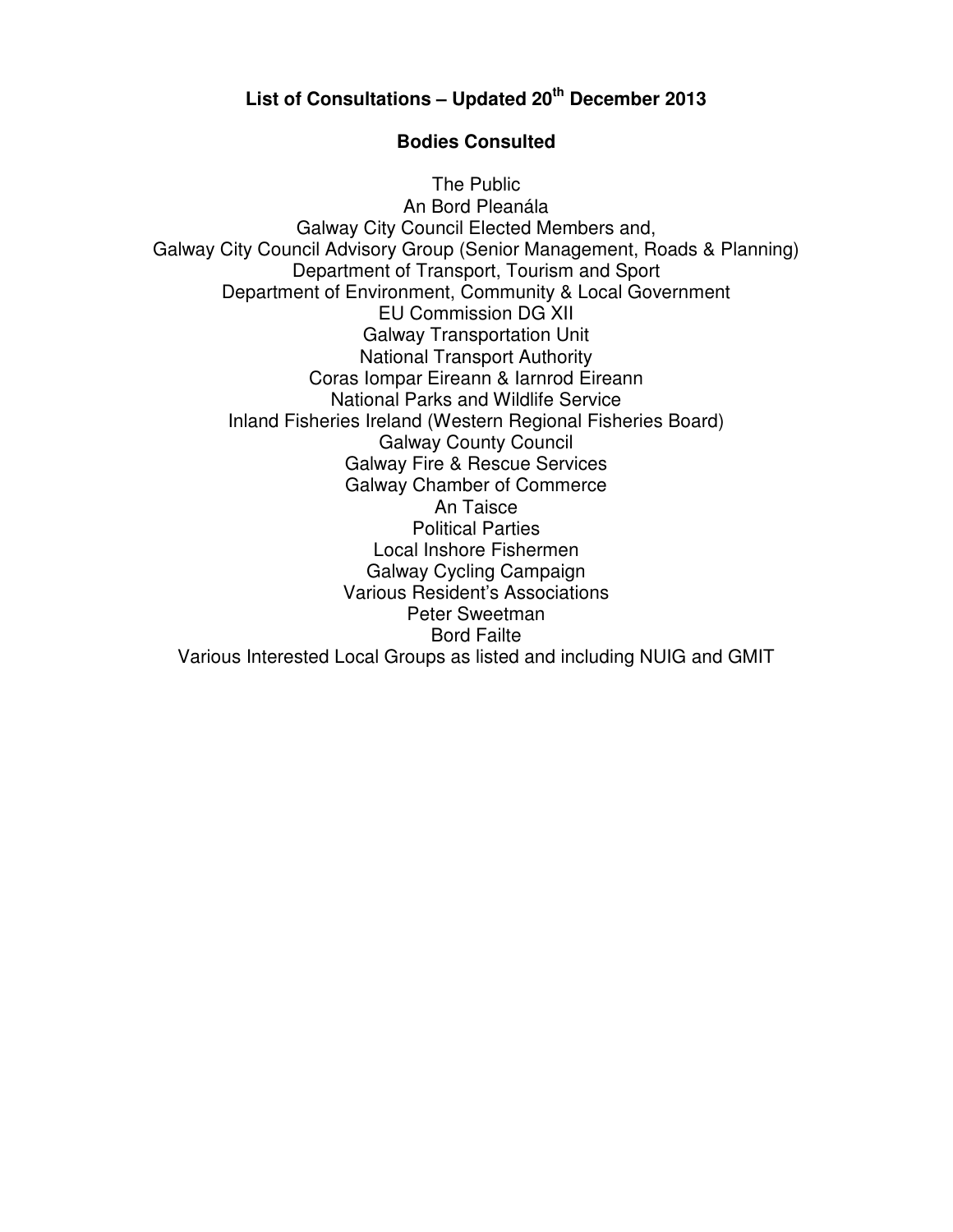# List of Consultations – Updated 20th December 2013

## Bodies Consulted

The Public
An Bord Pleanála
Galway City Council Elected Members and,
Galway City Council Advisory Group (Senior Management, Roads & Planning)
Department of Transport, Tourism and Sport
Department of Environment, Community & Local Government
EU Commission DG XII
Galway Transportation Unit
National Transport Authority
Coras Iompar Eireann & Iarnrod Eireann
National Parks and Wildlife Service
Inland Fisheries Ireland (Western Regional Fisheries Board)
Galway County Council
Galway Fire & Rescue Services
Galway Chamber of Commerce
An Taisce
Political Parties
Local Inshore Fishermen
Galway Cycling Campaign
Various Resident's Associations
Peter Sweetman
Bord Failte
Various Interested Local Groups as listed and including NUIG and GMIT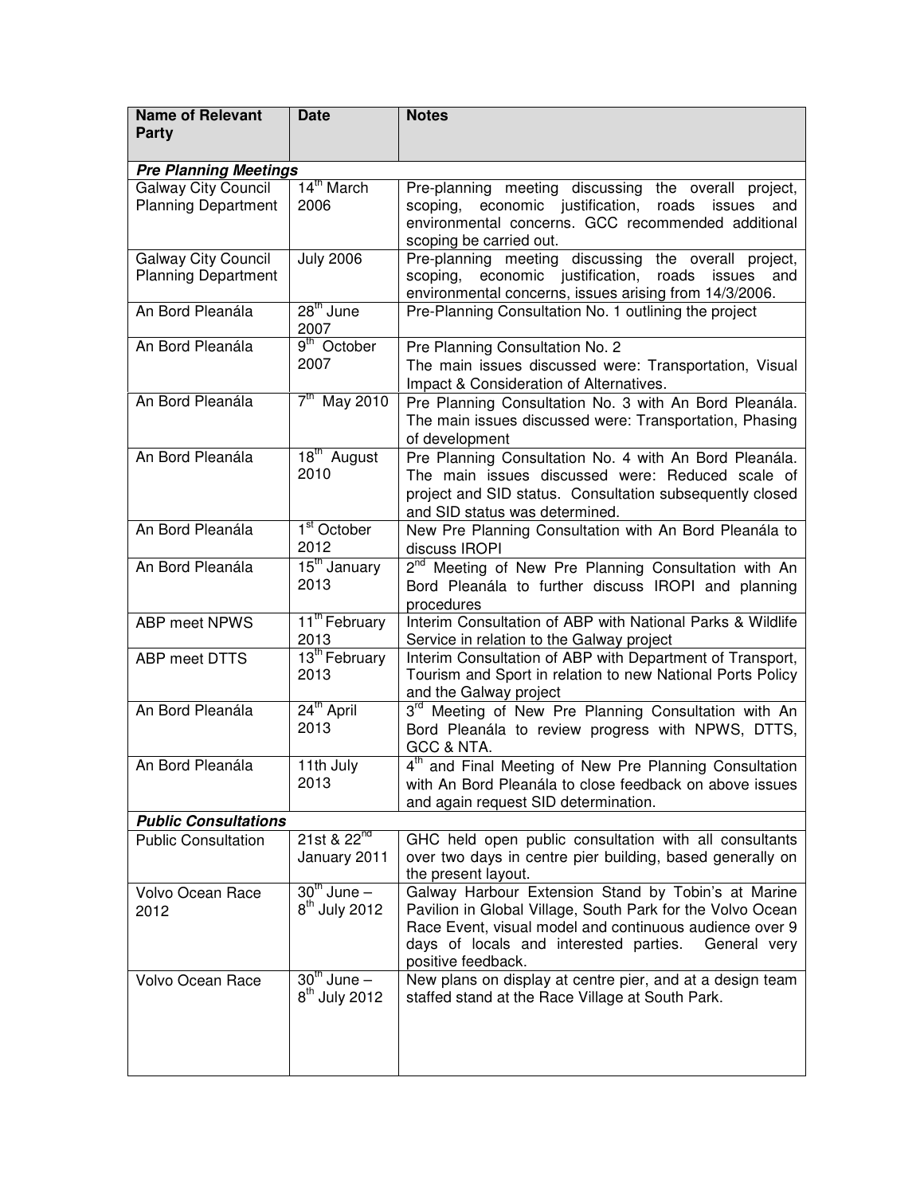| Name of Relevant Party | Date | Notes |
|---|---|---|
| ***Pre Planning Meetings*** | | |
| Galway City Council Planning Department | 14th March 2006 | Pre-planning meeting discussing the overall project, scoping, economic justification, roads issues and environmental concerns. GCC recommended additional scoping be carried out. |
| Galway City Council Planning Department | July 2006 | Pre-planning meeting discussing the overall project, scoping, economic justification, roads issues and environmental concerns, issues arising from 14/3/2006. |
| An Bord Pleanála | 28th June 2007 | Pre-Planning Consultation No. 1 outlining the project |
| An Bord Pleanála | 9th October 2007 | Pre Planning Consultation No. 2<br>The main issues discussed were: Transportation, Visual Impact & Consideration of Alternatives. |
| An Bord Pleanála | 7th May 2010 | Pre Planning Consultation No. 3 with An Bord Pleanála. The main issues discussed were: Transportation, Phasing of development |
| An Bord Pleanála | 18th August 2010 | Pre Planning Consultation No. 4 with An Bord Pleanála. The main issues discussed were: Reduced scale of project and SID status. Consultation subsequently closed and SID status was determined. |
| An Bord Pleanála | 1st October 2012 | New Pre Planning Consultation with An Bord Pleanála to discuss IROPI |
| An Bord Pleanála | 15th January 2013 | 2nd Meeting of New Pre Planning Consultation with An Bord Pleanála to further discuss IROPI and planning procedures |
| ABP meet NPWS | 11th February 2013 | Interim Consultation of ABP with National Parks & Wildlife Service in relation to the Galway project |
| ABP meet DTTS | 13th February 2013 | Interim Consultation of ABP with Department of Transport, Tourism and Sport in relation to new National Ports Policy and the Galway project |
| An Bord Pleanála | 24th April 2013 | 3rd Meeting of New Pre Planning Consultation with An Bord Pleanála to review progress with NPWS, DTTS, GCC & NTA. |
| An Bord Pleanála | 11th July 2013 | 4th and Final Meeting of New Pre Planning Consultation with An Bord Pleanála to close feedback on above issues and again request SID determination. |
| ***Public Consultations*** | | |
| Public Consultation | 21st & 22nd January 2011 | GHC held open public consultation with all consultants over two days in centre pier building, based generally on the present layout. |
| Volvo Ocean Race 2012 | 30th June – 8th July 2012 | Galway Harbour Extension Stand by Tobin's at Marine Pavilion in Global Village, South Park for the Volvo Ocean Race Event, visual model and continuous audience over 9 days of locals and interested parties. General very positive feedback. |
| Volvo Ocean Race | 30th June – 8th July 2012 | New plans on display at centre pier, and at a design team staffed stand at the Race Village at South Park. |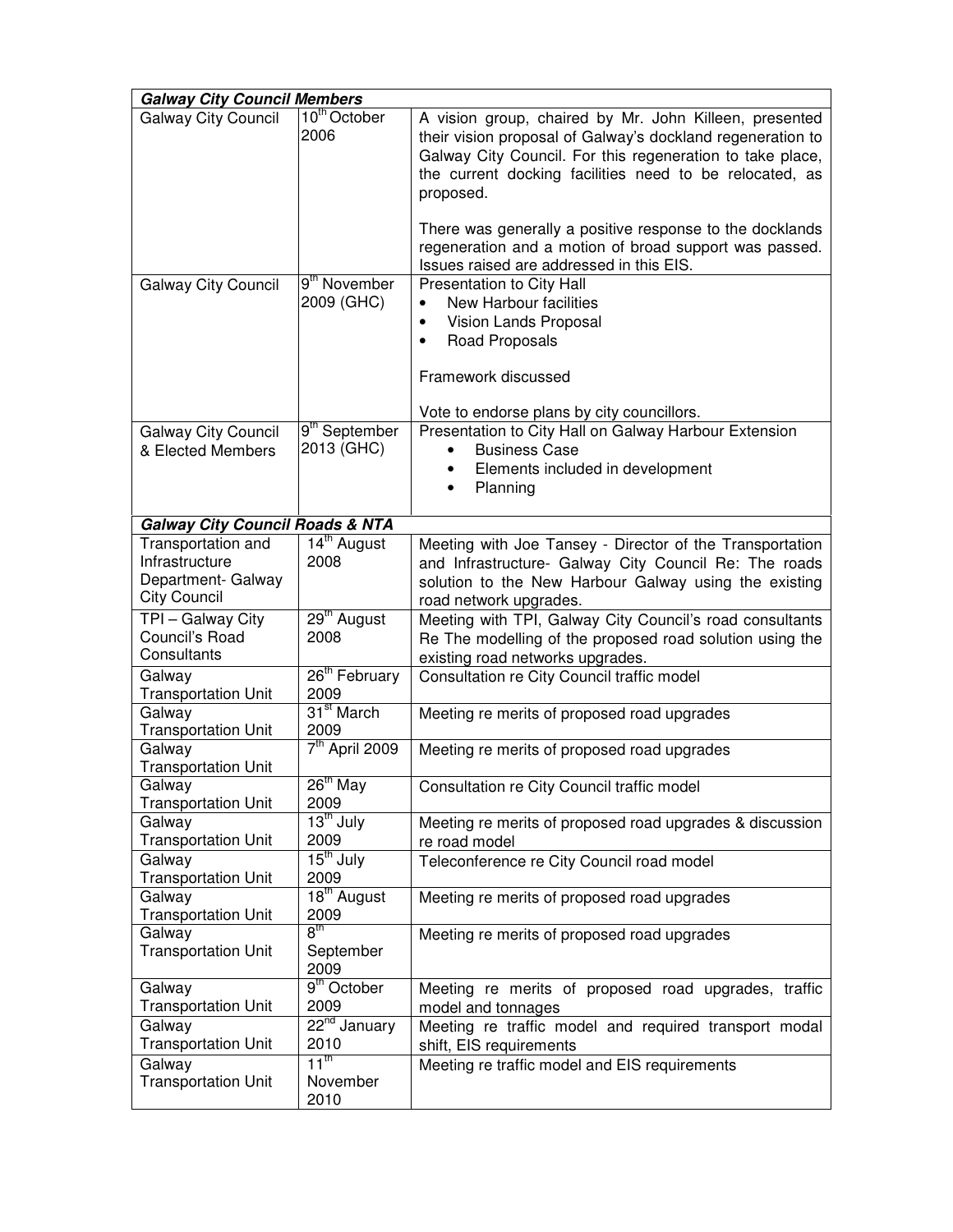| ***Galway City Council Members*** | | |
|---|---|---|
| Galway City Council | 10th October 2006 | A vision group, chaired by Mr. John Killeen, presented their vision proposal of Galway's dockland regeneration to Galway City Council. For this regeneration to take place, the current docking facilities need to be relocated, as proposed.<br><br>There was generally a positive response to the docklands regeneration and a motion of broad support was passed. Issues raised are addressed in this EIS. |
| Galway City Council | 9th November 2009 (GHC) | Presentation to City Hall<br>• New Harbour facilities<br>• Vision Lands Proposal<br>• Road Proposals<br><br>Framework discussed<br><br>Vote to endorse plans by city councillors. |
| Galway City Council & Elected Members | 9th September 2013 (GHC) | Presentation to City Hall on Galway Harbour Extension<br>• Business Case<br>• Elements included in development<br>• Planning |
| ***Galway City Council Roads & NTA*** | | |
| Transportation and Infrastructure Department- Galway City Council | 14th August 2008 | Meeting with Joe Tansey - Director of the Transportation and Infrastructure- Galway City Council Re: The roads solution to the New Harbour Galway using the existing road network upgrades. |
| TPI – Galway City Council's Road Consultants | 29th August 2008 | Meeting with TPI, Galway City Council's road consultants Re The modelling of the proposed road solution using the existing road networks upgrades. |
| Galway Transportation Unit | 26th February 2009 | Consultation re City Council traffic model |
| Galway Transportation Unit | 31st March 2009 | Meeting re merits of proposed road upgrades |
| Galway Transportation Unit | 7th April 2009 | Meeting re merits of proposed road upgrades |
| Galway Transportation Unit | 26th May 2009 | Consultation re City Council traffic model |
| Galway Transportation Unit | 13th July 2009 | Meeting re merits of proposed road upgrades & discussion re road model |
| Galway Transportation Unit | 15th July 2009 | Teleconference re City Council road model |
| Galway Transportation Unit | 18th August 2009 | Meeting re merits of proposed road upgrades |
| Galway Transportation Unit | 8th September 2009 | Meeting re merits of proposed road upgrades |
| Galway Transportation Unit | 9th October 2009 | Meeting re merits of proposed road upgrades, traffic model and tonnages |
| Galway Transportation Unit | 22nd January 2010 | Meeting re traffic model and required transport modal shift, EIS requirements |
| Galway Transportation Unit | 11th November 2010 | Meeting re traffic model and EIS requirements |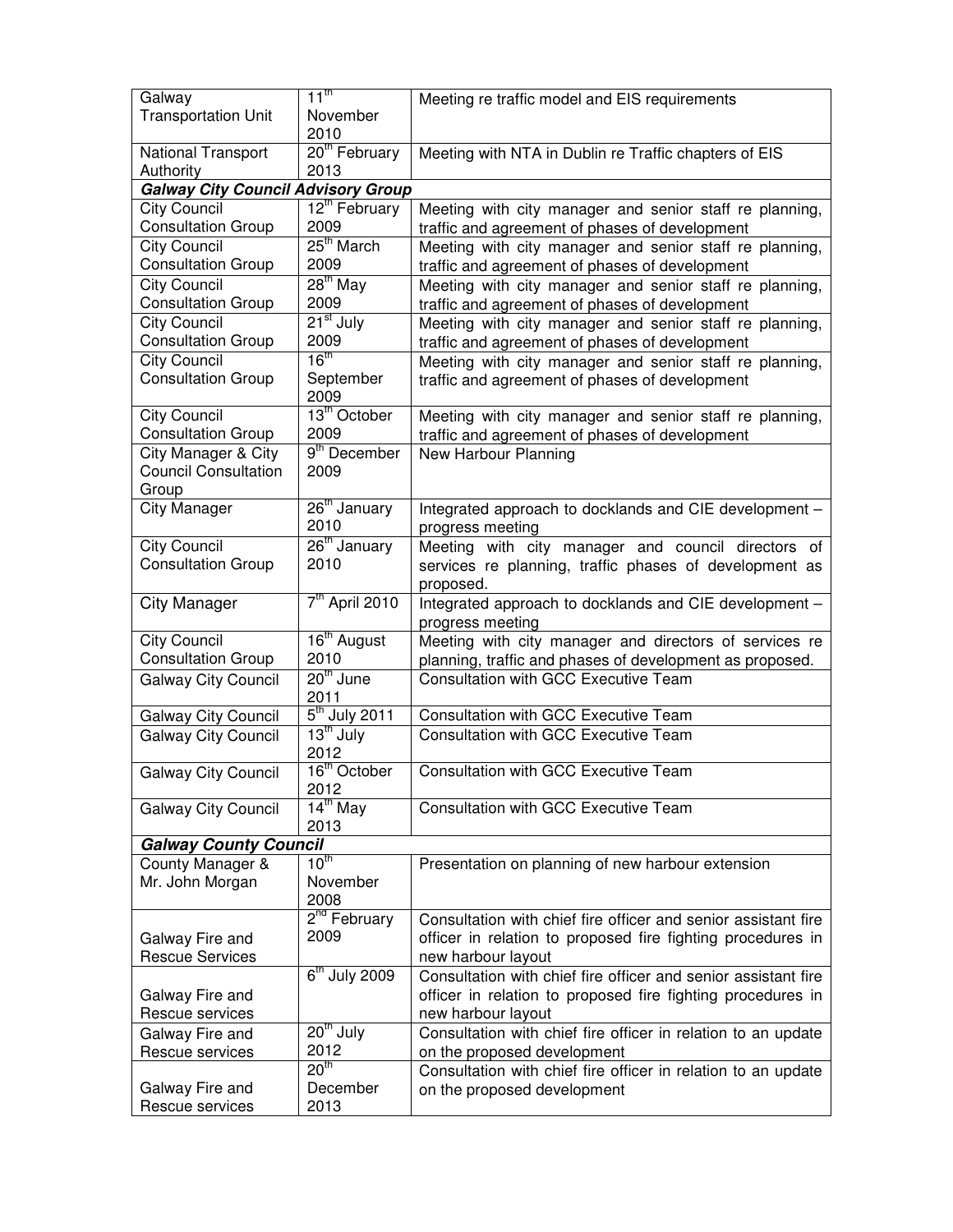| | | |
|---|---|---|
| Galway Transportation Unit | 11th November 2010 | Meeting re traffic model and EIS requirements |
| National Transport Authority | 20th February 2013 | Meeting with NTA in Dublin re Traffic chapters of EIS |
| ***Galway City Council Advisory Group*** | | |
| City Council Consultation Group | 12th February 2009 | Meeting with city manager and senior staff re planning, traffic and agreement of phases of development |
| City Council Consultation Group | 25th March 2009 | Meeting with city manager and senior staff re planning, traffic and agreement of phases of development |
| City Council Consultation Group | 28th May 2009 | Meeting with city manager and senior staff re planning, traffic and agreement of phases of development |
| City Council Consultation Group | 21st July 2009 | Meeting with city manager and senior staff re planning, traffic and agreement of phases of development |
| City Council Consultation Group | 16th September 2009 | Meeting with city manager and senior staff re planning, traffic and agreement of phases of development |
| City Council Consultation Group | 13th October 2009 | Meeting with city manager and senior staff re planning, traffic and agreement of phases of development |
| City Manager & City Council Consultation Group | 9th December 2009 | New Harbour Planning |
| City Manager | 26th January 2010 | Integrated approach to docklands and CIE development – progress meeting |
| City Council Consultation Group | 26th January 2010 | Meeting with city manager and council directors of services re planning, traffic phases of development as proposed. |
| City Manager | 7th April 2010 | Integrated approach to docklands and CIE development – progress meeting |
| City Council Consultation Group | 16th August 2010 | Meeting with city manager and directors of services re planning, traffic and phases of development as proposed. |
| Galway City Council | 20th June 2011 | Consultation with GCC Executive Team |
| Galway City Council | 5th July 2011 | Consultation with GCC Executive Team |
| Galway City Council | 13th July 2012 | Consultation with GCC Executive Team |
| Galway City Council | 16th October 2012 | Consultation with GCC Executive Team |
| Galway City Council | 14th May 2013 | Consultation with GCC Executive Team |
| ***Galway County Council*** | | |
| County Manager & Mr. John Morgan | 10th November 2008 | Presentation on planning of new harbour extension |
| Galway Fire and Rescue Services | 2nd February 2009 | Consultation with chief fire officer and senior assistant fire officer in relation to proposed fire fighting procedures in new harbour layout |
| Galway Fire and Rescue services | 6th July 2009 | Consultation with chief fire officer and senior assistant fire officer in relation to proposed fire fighting procedures in new harbour layout |
| Galway Fire and Rescue services | 20th July 2012 | Consultation with chief fire officer in relation to an update on the proposed development |
| Galway Fire and Rescue services | 20th December 2013 | Consultation with chief fire officer in relation to an update on the proposed development |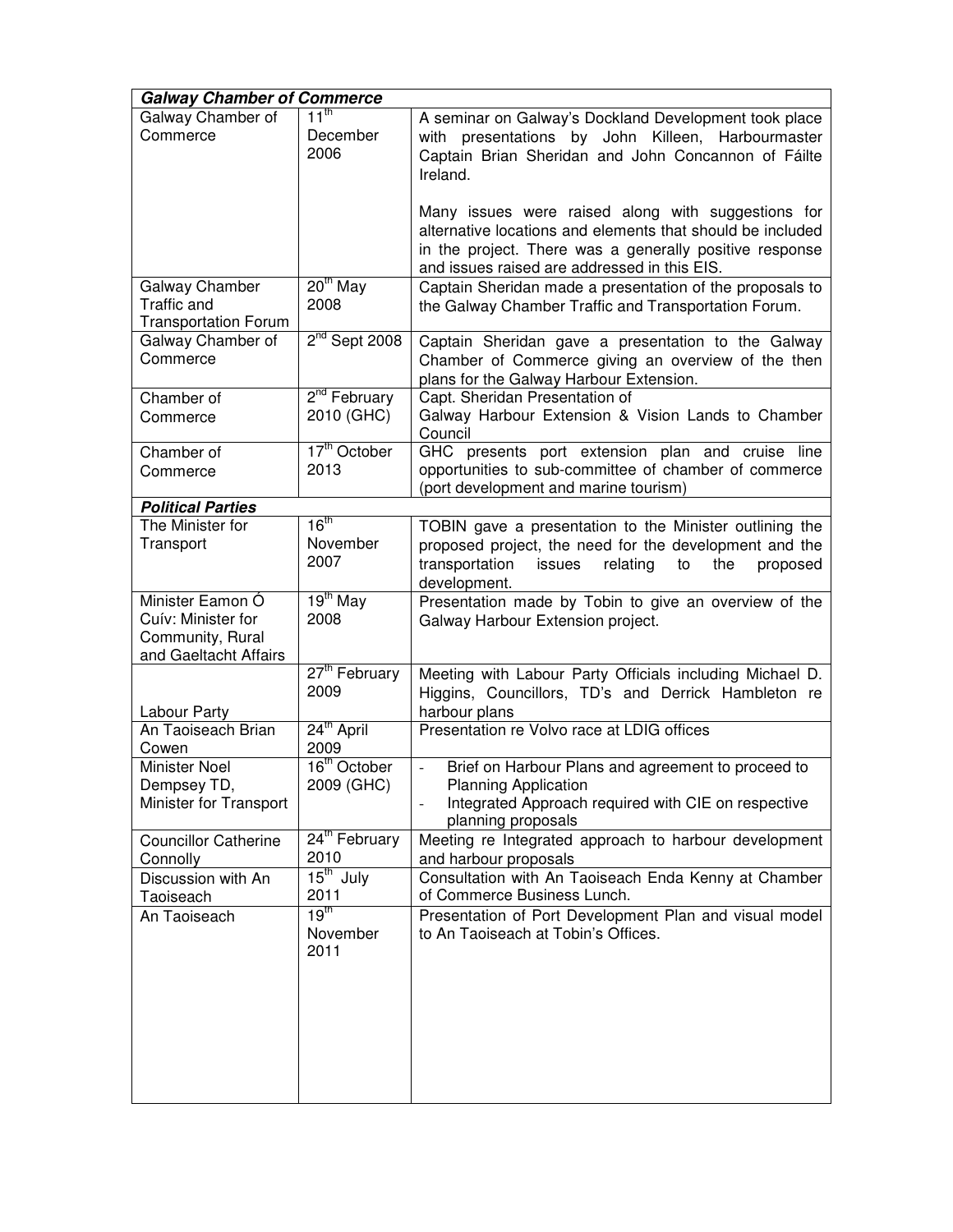| ***Galway Chamber of Commerce*** | | |
|---|---|---|
| Galway Chamber of Commerce | 11th December 2006 | A seminar on Galway's Dockland Development took place with presentations by John Killeen, Harbourmaster Captain Brian Sheridan and John Concannon of Fáilte Ireland.<br><br>Many issues were raised along with suggestions for alternative locations and elements that should be included in the project. There was a generally positive response and issues raised are addressed in this EIS. |
| Galway Chamber Traffic and Transportation Forum | 20th May 2008 | Captain Sheridan made a presentation of the proposals to the Galway Chamber Traffic and Transportation Forum. |
| Galway Chamber of Commerce | 2nd Sept 2008 | Captain Sheridan gave a presentation to the Galway Chamber of Commerce giving an overview of the then plans for the Galway Harbour Extension. |
| Chamber of Commerce | 2nd February 2010 (GHC) | Capt. Sheridan Presentation of Galway Harbour Extension & Vision Lands to Chamber Council |
| Chamber of Commerce | 17th October 2013 | GHC presents port extension plan and cruise line opportunities to sub-committee of chamber of commerce (port development and marine tourism) |
| ***Political Parties*** | | |
| The Minister for Transport | 16th November 2007 | TOBIN gave a presentation to the Minister outlining the proposed project, the need for the development and the transportation issues relating to the proposed development. |
| Minister Eamon Ó Cuív: Minister for Community, Rural and Gaeltacht Affairs | 19th May 2008 | Presentation made by Tobin to give an overview of the Galway Harbour Extension project. |
| Labour Party | 27th February 2009 | Meeting with Labour Party Officials including Michael D. Higgins, Councillors, TD's and Derrick Hambleton re harbour plans |
| An Taoiseach Brian Cowen | 24th April 2009 | Presentation re Volvo race at LDIG offices |
| Minister Noel Dempsey TD, Minister for Transport | 16th October 2009 (GHC) | - Brief on Harbour Plans and agreement to proceed to Planning Application<br>- Integrated Approach required with CIE on respective planning proposals |
| Councillor Catherine Connolly | 24th February 2010 | Meeting re Integrated approach to harbour development and harbour proposals |
| Discussion with An Taoiseach | 15th July 2011 | Consultation with An Taoiseach Enda Kenny at Chamber of Commerce Business Lunch. |
| An Taoiseach | 19th November 2011 | Presentation of Port Development Plan and visual model to An Taoiseach at Tobin's Offices. |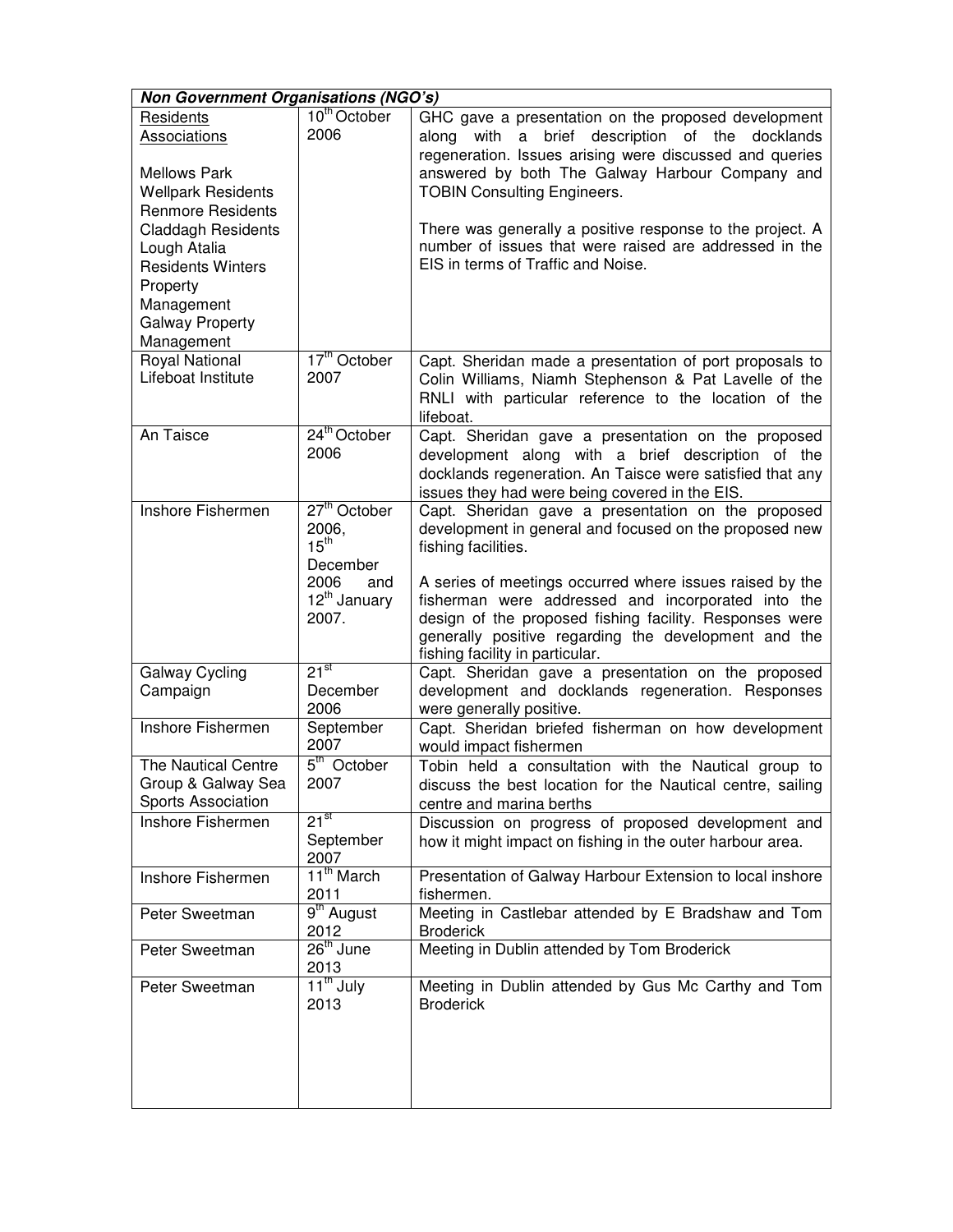| *Non Government Organisations (NGO's)* | | |
|---|---|---|
| Residents Associations<br><br>Mellows Park<br>Wellpark Residents<br>Renmore Residents<br>Claddagh Residents<br>Lough Atalia<br>Residents Winters Property Management<br>Galway Property Management | 10th October 2006 | GHC gave a presentation on the proposed development along with a brief description of the docklands regeneration. Issues arising were discussed and queries answered by both The Galway Harbour Company and TOBIN Consulting Engineers.<br><br>There was generally a positive response to the project. A number of issues that were raised are addressed in the EIS in terms of Traffic and Noise. |
| Royal National Lifeboat Institute | 17th October 2007 | Capt. Sheridan made a presentation of port proposals to Colin Williams, Niamh Stephenson & Pat Lavelle of the RNLI with particular reference to the location of the lifeboat. |
| An Taisce | 24th October 2006 | Capt. Sheridan gave a presentation on the proposed development along with a brief description of the docklands regeneration. An Taisce were satisfied that any issues they had were being covered in the EIS. |
| Inshore Fishermen | 27th October 2006, 15th December 2006 and 12th January 2007. | Capt. Sheridan gave a presentation on the proposed development in general and focused on the proposed new fishing facilities.<br><br>A series of meetings occurred where issues raised by the fisherman were addressed and incorporated into the design of the proposed fishing facility. Responses were generally positive regarding the development and the fishing facility in particular. |
| Galway Cycling Campaign | 21st December 2006 | Capt. Sheridan gave a presentation on the proposed development and docklands regeneration. Responses were generally positive. |
| Inshore Fishermen | September 2007 | Capt. Sheridan briefed fisherman on how development would impact fishermen |
| The Nautical Centre Group & Galway Sea Sports Association | 5th October 2007 | Tobin held a consultation with the Nautical group to discuss the best location for the Nautical centre, sailing centre and marina berths |
| Inshore Fishermen | 21st September 2007 | Discussion on progress of proposed development and how it might impact on fishing in the outer harbour area. |
| Inshore Fishermen | 11th March 2011 | Presentation of Galway Harbour Extension to local inshore fishermen. |
| Peter Sweetman | 9th August 2012 | Meeting in Castlebar attended by E Bradshaw and Tom Broderick |
| Peter Sweetman | 26th June 2013 | Meeting in Dublin attended by Tom Broderick |
| Peter Sweetman | 11th July 2013 | Meeting in Dublin attended by Gus Mc Carthy and Tom Broderick |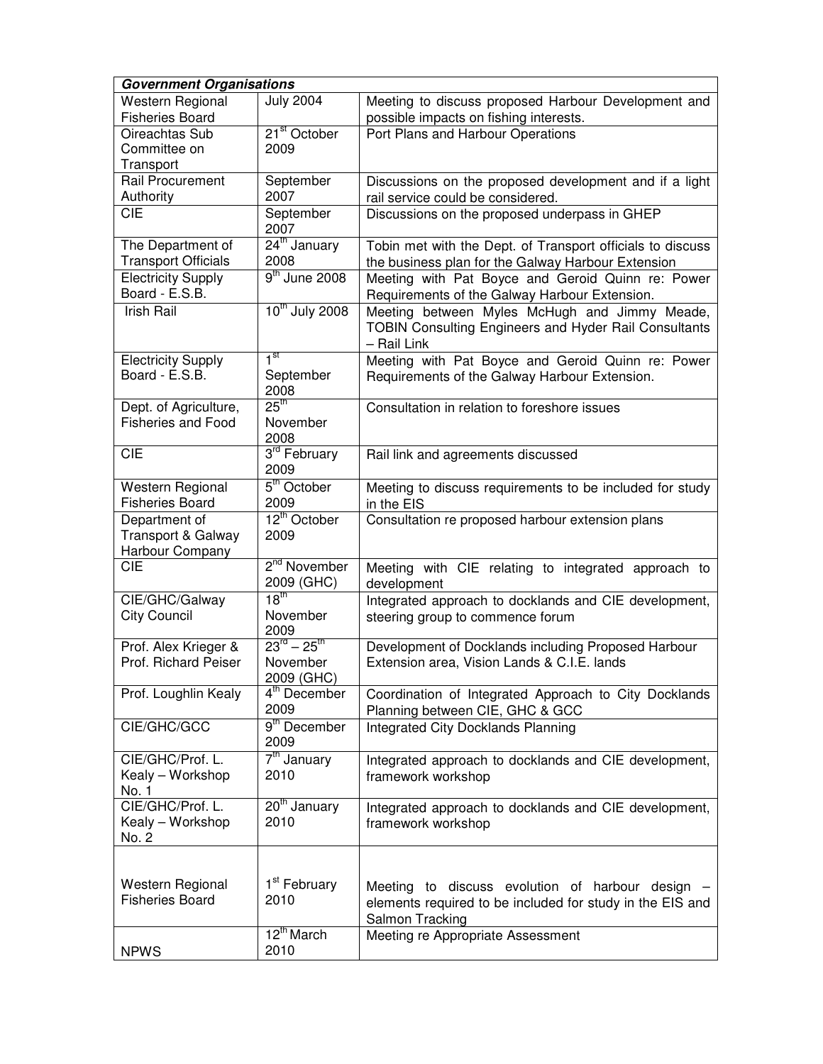| ***Government Organisations*** | | |
|---|---|---|
| Western Regional Fisheries Board | July 2004 | Meeting to discuss proposed Harbour Development and possible impacts on fishing interests. |
| Oireachtas Sub Committee on Transport | 21st October 2009 | Port Plans and Harbour Operations |
| Rail Procurement Authority | September 2007 | Discussions on the proposed development and if a light rail service could be considered. |
| CIE | September 2007 | Discussions on the proposed underpass in GHEP |
| The Department of Transport Officials | 24th January 2008 | Tobin met with the Dept. of Transport officials to discuss the business plan for the Galway Harbour Extension |
| Electricity Supply Board - E.S.B. | 9th June 2008 | Meeting with Pat Boyce and Geroid Quinn re: Power Requirements of the Galway Harbour Extension. |
| Irish Rail | 10th July 2008 | Meeting between Myles McHugh and Jimmy Meade, TOBIN Consulting Engineers and Hyder Rail Consultants – Rail Link |
| Electricity Supply Board - E.S.B. | 1st September 2008 | Meeting with Pat Boyce and Geroid Quinn re: Power Requirements of the Galway Harbour Extension. |
| Dept. of Agriculture, Fisheries and Food | 25th November 2008 | Consultation in relation to foreshore issues |
| CIE | 3rd February 2009 | Rail link and agreements discussed |
| Western Regional Fisheries Board | 5th October 2009 | Meeting to discuss requirements to be included for study in the EIS |
| Department of Transport & Galway Harbour Company | 12th October 2009 | Consultation re proposed harbour extension plans |
| CIE | 2nd November 2009 (GHC) | Meeting with CIE relating to integrated approach to development |
| CIE/GHC/Galway City Council | 18th November 2009 | Integrated approach to docklands and CIE development, steering group to commence forum |
| Prof. Alex Krieger & Prof. Richard Peiser | 23rd – 25th November 2009 (GHC) | Development of Docklands including Proposed Harbour Extension area, Vision Lands & C.I.E. lands |
| Prof. Loughlin Kealy | 4th December 2009 | Coordination of Integrated Approach to City Docklands Planning between CIE, GHC & GCC |
| CIE/GHC/GCC | 9th December 2009 | Integrated City Docklands Planning |
| CIE/GHC/Prof. L. Kealy – Workshop No. 1 | 7th January 2010 | Integrated approach to docklands and CIE development, framework workshop |
| CIE/GHC/Prof. L. Kealy – Workshop No. 2 | 20th January 2010 | Integrated approach to docklands and CIE development, framework workshop |
| Western Regional Fisheries Board | 1st February 2010 | Meeting to discuss evolution of harbour design – elements required to be included for study in the EIS and Salmon Tracking |
| NPWS | 12th March 2010 | Meeting re Appropriate Assessment |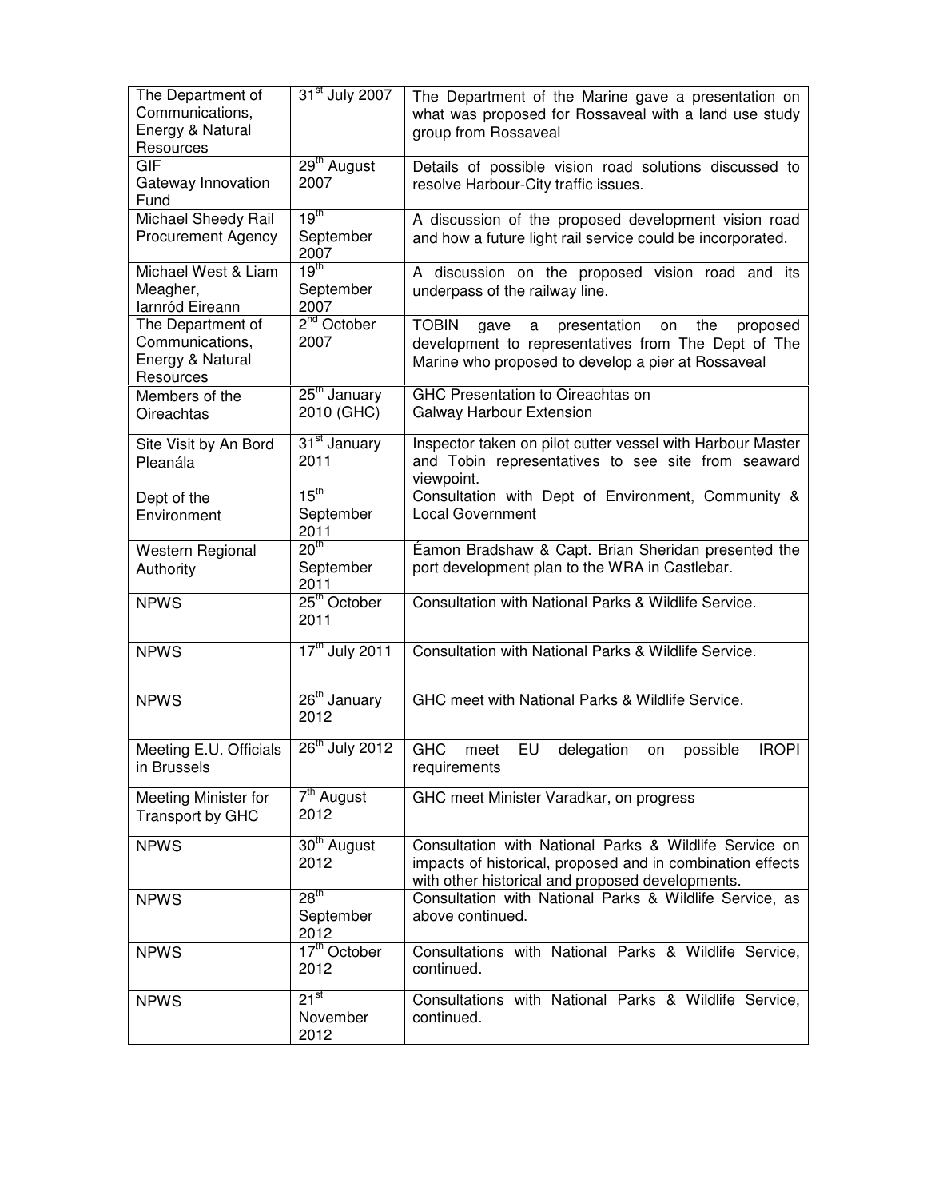| The Department of Communications, Energy & Natural Resources | 31st July 2007 | The Department of the Marine gave a presentation on what was proposed for Rossaveal with a land use study group from Rossaveal |
|---|---|---|
| GIF Gateway Innovation Fund | 29th August 2007 | Details of possible vision road solutions discussed to resolve Harbour-City traffic issues. |
| Michael Sheedy Rail Procurement Agency | 19th September 2007 | A discussion of the proposed development vision road and how a future light rail service could be incorporated. |
| Michael West & Liam Meagher, Iarnród Eireann | 19th September 2007 | A discussion on the proposed vision road and its underpass of the railway line. |
| The Department of Communications, Energy & Natural Resources | 2nd October 2007 | TOBIN gave a presentation on the proposed development to representatives from The Dept of The Marine who proposed to develop a pier at Rossaveal |
| Members of the Oireachtas | 25th January 2010 (GHC) | GHC Presentation to Oireachtas on Galway Harbour Extension |
| Site Visit by An Bord Pleanála | 31st January 2011 | Inspector taken on pilot cutter vessel with Harbour Master and Tobin representatives to see site from seaward viewpoint. |
| Dept of the Environment | 15th September 2011 | Consultation with Dept of Environment, Community & Local Government |
| Western Regional Authority | 20th September 2011 | Éamon Bradshaw & Capt. Brian Sheridan presented the port development plan to the WRA in Castlebar. |
| NPWS | 25th October 2011 | Consultation with National Parks & Wildlife Service. |
| NPWS | 17th July 2011 | Consultation with National Parks & Wildlife Service. |
| NPWS | 26th January 2012 | GHC meet with National Parks & Wildlife Service. |
| Meeting E.U. Officials in Brussels | 26th July 2012 | GHC meet EU delegation on possible IROPI requirements |
| Meeting Minister for Transport by GHC | 7th August 2012 | GHC meet Minister Varadkar, on progress |
| NPWS | 30th August 2012 | Consultation with National Parks & Wildlife Service on impacts of historical, proposed and in combination effects with other historical and proposed developments. |
| NPWS | 28th September 2012 | Consultation with National Parks & Wildlife Service, as above continued. |
| NPWS | 17th October 2012 | Consultations with National Parks & Wildlife Service, continued. |
| NPWS | 21st November 2012 | Consultations with National Parks & Wildlife Service, continued. |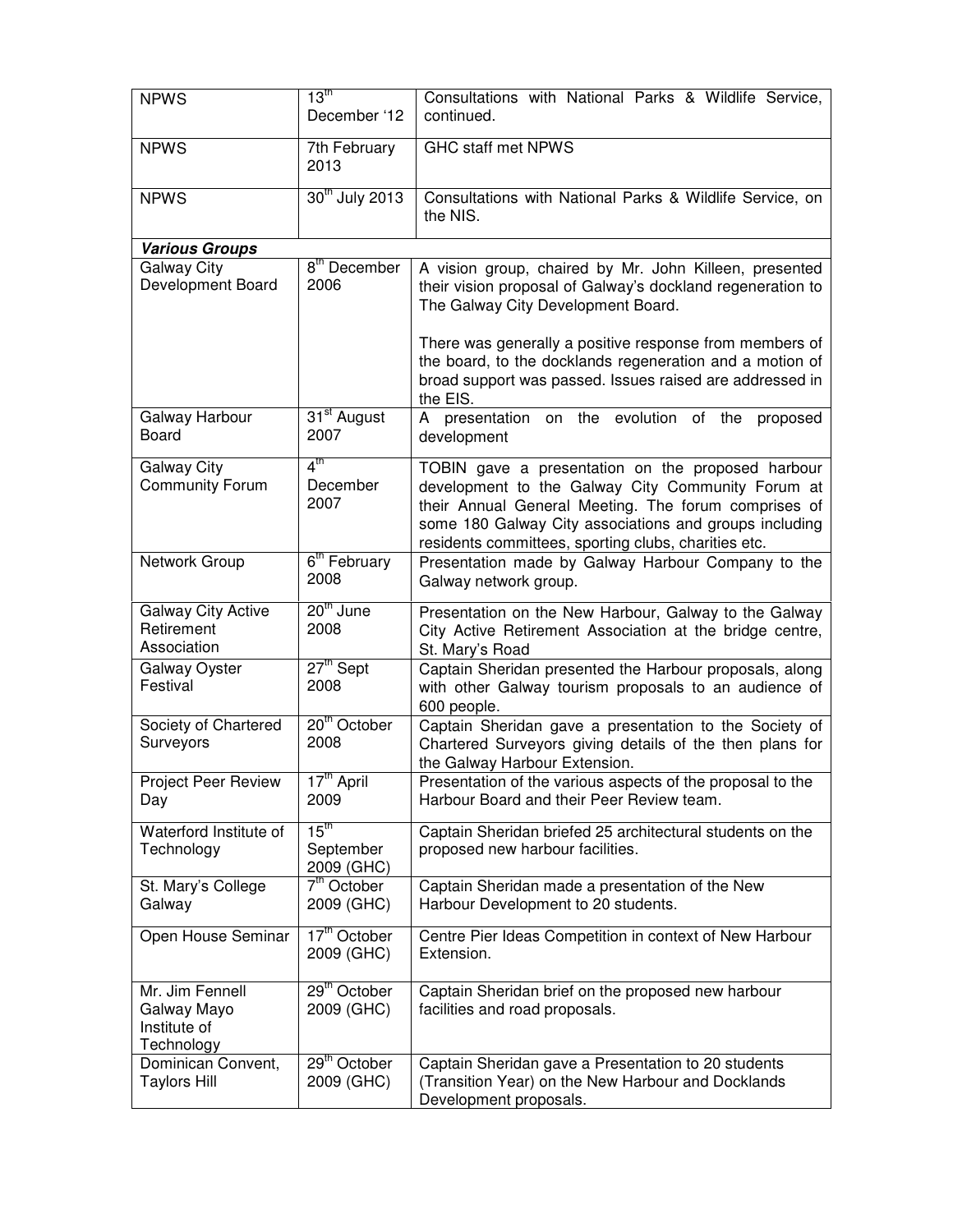| | | |
|---|---|---|
| NPWS | 13th December '12 | Consultations with National Parks & Wildlife Service, continued. |
| NPWS | 7th February 2013 | GHC staff met NPWS |
| NPWS | 30th July 2013 | Consultations with National Parks & Wildlife Service, on the NIS. |
| ***Various Groups*** | | |
| Galway City Development Board | 8th December 2006 | A vision group, chaired by Mr. John Killeen, presented their vision proposal of Galway's dockland regeneration to The Galway City Development Board.<br><br>There was generally a positive response from members of the board, to the docklands regeneration and a motion of broad support was passed. Issues raised are addressed in the EIS. |
| Galway Harbour Board | 31st August 2007 | A presentation on the evolution of the proposed development |
| Galway City Community Forum | 4th December 2007 | TOBIN gave a presentation on the proposed harbour development to the Galway City Community Forum at their Annual General Meeting. The forum comprises of some 180 Galway City associations and groups including residents committees, sporting clubs, charities etc. |
| Network Group | 6th February 2008 | Presentation made by Galway Harbour Company to the Galway network group. |
| Galway City Active Retirement Association | 20th June 2008 | Presentation on the New Harbour, Galway to the Galway City Active Retirement Association at the bridge centre, St. Mary's Road |
| Galway Oyster Festival | 27th Sept 2008 | Captain Sheridan presented the Harbour proposals, along with other Galway tourism proposals to an audience of 600 people. |
| Society of Chartered Surveyors | 20th October 2008 | Captain Sheridan gave a presentation to the Society of Chartered Surveyors giving details of the then plans for the Galway Harbour Extension. |
| Project Peer Review Day | 17th April 2009 | Presentation of the various aspects of the proposal to the Harbour Board and their Peer Review team. |
| Waterford Institute of Technology | 15th September 2009 (GHC) | Captain Sheridan briefed 25 architectural students on the proposed new harbour facilities. |
| St. Mary's College Galway | 7th October 2009 (GHC) | Captain Sheridan made a presentation of the New Harbour Development to 20 students. |
| Open House Seminar | 17th October 2009 (GHC) | Centre Pier Ideas Competition in context of New Harbour Extension. |
| Mr. Jim Fennell Galway Mayo Institute of Technology | 29th October 2009 (GHC) | Captain Sheridan brief on the proposed new harbour facilities and road proposals. |
| Dominican Convent, Taylors Hill | 29th October 2009 (GHC) | Captain Sheridan gave a Presentation to 20 students (Transition Year) on the New Harbour and Docklands Development proposals. |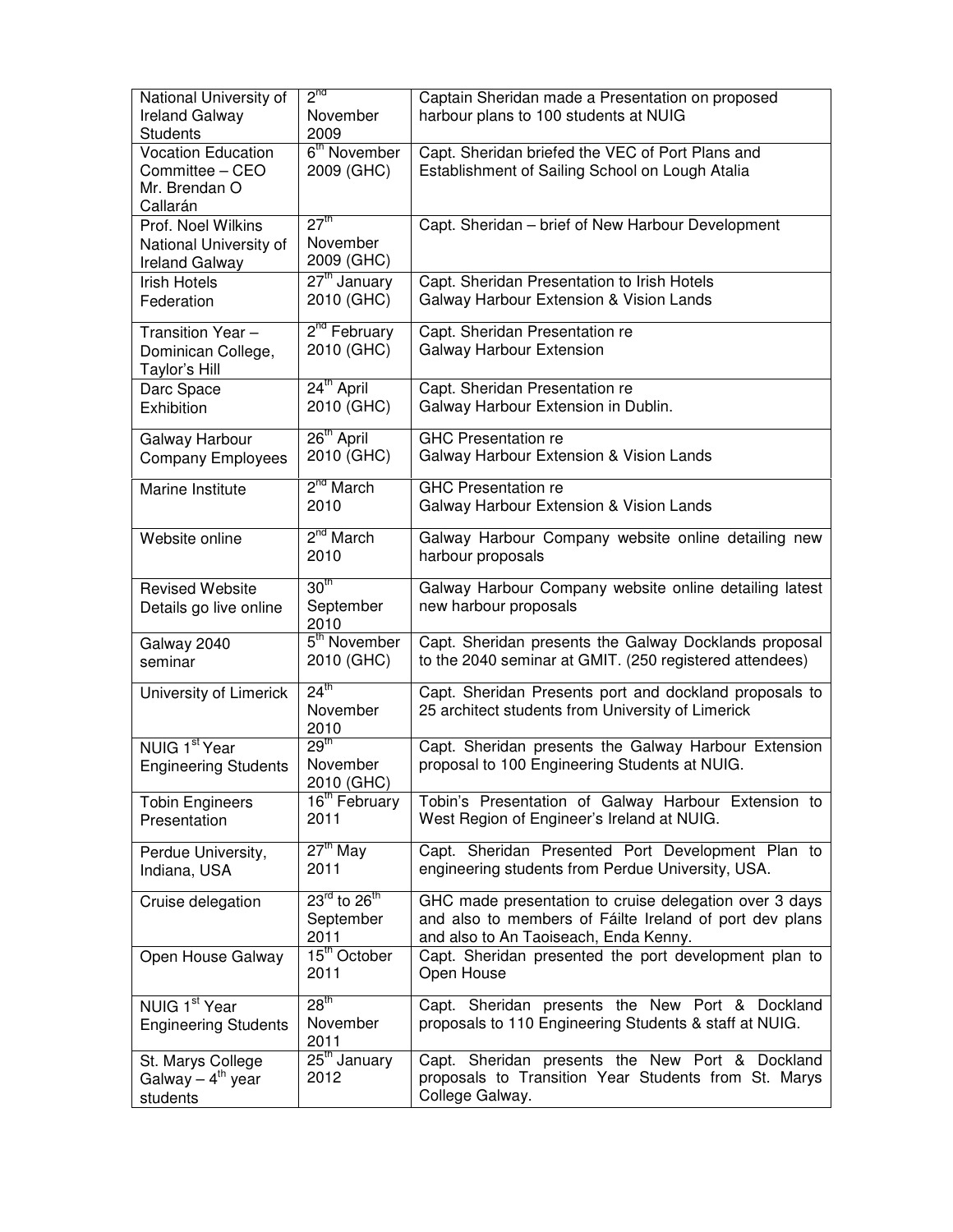| National University of Ireland Galway Students | 2nd November 2009 | Captain Sheridan made a Presentation on proposed harbour plans to 100 students at NUIG |
|---|---|---|
| Vocation Education Committee – CEO Mr. Brendan O Callarán | 6th November 2009 (GHC) | Capt. Sheridan briefed the VEC of Port Plans and Establishment of Sailing School on Lough Atalia |
| Prof. Noel Wilkins National University of Ireland Galway | 27th November 2009 (GHC) | Capt. Sheridan – brief of New Harbour Development |
| Irish Hotels Federation | 27th January 2010 (GHC) | Capt. Sheridan Presentation to Irish Hotels Galway Harbour Extension & Vision Lands |
| Transition Year – Dominican College, Taylor's Hill | 2nd February 2010 (GHC) | Capt. Sheridan Presentation re Galway Harbour Extension |
| Darc Space Exhibition | 24th April 2010 (GHC) | Capt. Sheridan Presentation re Galway Harbour Extension in Dublin. |
| Galway Harbour Company Employees | 26th April 2010 (GHC) | GHC Presentation re Galway Harbour Extension & Vision Lands |
| Marine Institute | 2nd March 2010 | GHC Presentation re Galway Harbour Extension & Vision Lands |
| Website online | 2nd March 2010 | Galway Harbour Company website online detailing new harbour proposals |
| Revised Website Details go live online | 30th September 2010 | Galway Harbour Company website online detailing latest new harbour proposals |
| Galway 2040 seminar | 5th November 2010 (GHC) | Capt. Sheridan presents the Galway Docklands proposal to the 2040 seminar at GMIT. (250 registered attendees) |
| University of Limerick | 24th November 2010 | Capt. Sheridan Presents port and dockland proposals to 25 architect students from University of Limerick |
| NUIG 1st Year Engineering Students | 29th November 2010 (GHC) | Capt. Sheridan presents the Galway Harbour Extension proposal to 100 Engineering Students at NUIG. |
| Tobin Engineers Presentation | 16th February 2011 | Tobin's Presentation of Galway Harbour Extension to West Region of Engineer's Ireland at NUIG. |
| Perdue University, Indiana, USA | 27th May 2011 | Capt. Sheridan Presented Port Development Plan to engineering students from Perdue University, USA. |
| Cruise delegation | 23rd to 26th September 2011 | GHC made presentation to cruise delegation over 3 days and also to members of Fáilte Ireland of port dev plans and also to An Taoiseach, Enda Kenny. |
| Open House Galway | 15th October 2011 | Capt. Sheridan presented the port development plan to Open House |
| NUIG 1st Year Engineering Students | 28th November 2011 | Capt. Sheridan presents the New Port & Dockland proposals to 110 Engineering Students & staff at NUIG. |
| St. Marys College Galway – 4th year students | 25th January 2012 | Capt. Sheridan presents the New Port & Dockland proposals to Transition Year Students from St. Marys College Galway. |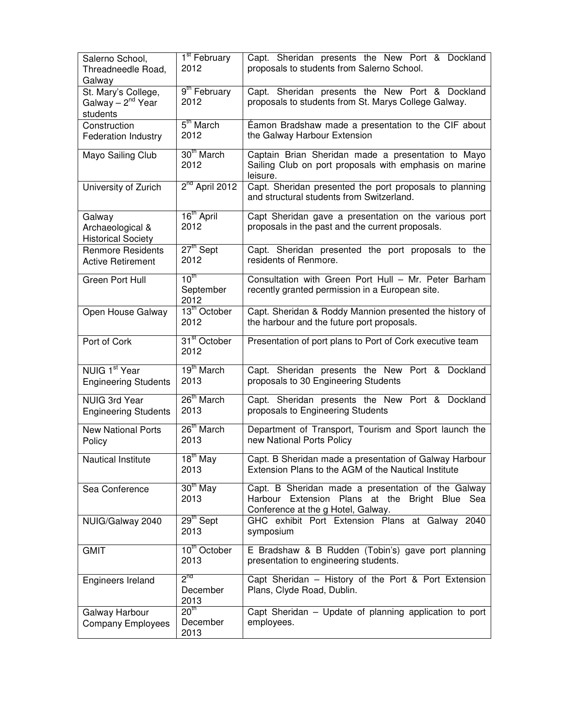| | | |
|---|---|---|
| Salerno School, Threadneedle Road, Galway | 1st February 2012 | Capt. Sheridan presents the New Port & Dockland proposals to students from Salerno School. |
| St. Mary's College, Galway – 2nd Year students | 9th February 2012 | Capt. Sheridan presents the New Port & Dockland proposals to students from St. Marys College Galway. |
| Construction Federation Industry | 5th March 2012 | Éamon Bradshaw made a presentation to the CIF about the Galway Harbour Extension |
| Mayo Sailing Club | 30th March 2012 | Captain Brian Sheridan made a presentation to Mayo Sailing Club on port proposals with emphasis on marine leisure. |
| University of Zurich | 2nd April 2012 | Capt. Sheridan presented the port proposals to planning and structural students from Switzerland. |
| Galway Archaeological & Historical Society | 16th April 2012 | Capt Sheridan gave a presentation on the various port proposals in the past and the current proposals. |
| Renmore Residents Active Retirement | 27th Sept 2012 | Capt. Sheridan presented the port proposals to the residents of Renmore. |
| Green Port Hull | 10th September 2012 | Consultation with Green Port Hull – Mr. Peter Barham recently granted permission in a European site. |
| Open House Galway | 13th October 2012 | Capt. Sheridan & Roddy Mannion presented the history of the harbour and the future port proposals. |
| Port of Cork | 31st October 2012 | Presentation of port plans to Port of Cork executive team |
| NUIG 1st Year Engineering Students | 19th March 2013 | Capt. Sheridan presents the New Port & Dockland proposals to 30 Engineering Students |
| NUIG 3rd Year Engineering Students | 26th March 2013 | Capt. Sheridan presents the New Port & Dockland proposals to Engineering Students |
| New National Ports Policy | 26th March 2013 | Department of Transport, Tourism and Sport launch the new National Ports Policy |
| Nautical Institute | 18th May 2013 | Capt. B Sheridan made a presentation of Galway Harbour Extension Plans to the AGM of the Nautical Institute |
| Sea Conference | 30th May 2013 | Capt. B Sheridan made a presentation of the Galway Harbour Extension Plans at the Bright Blue Sea Conference at the g Hotel, Galway. |
| NUIG/Galway 2040 | 29th Sept 2013 | GHC exhibit Port Extension Plans at Galway 2040 symposium |
| GMIT | 10th October 2013 | E Bradshaw & B Rudden (Tobin's) gave port planning presentation to engineering students. |
| Engineers Ireland | 2nd December 2013 | Capt Sheridan – History of the Port & Port Extension Plans, Clyde Road, Dublin. |
| Galway Harbour Company Employees | 20th December 2013 | Capt Sheridan – Update of planning application to port employees. |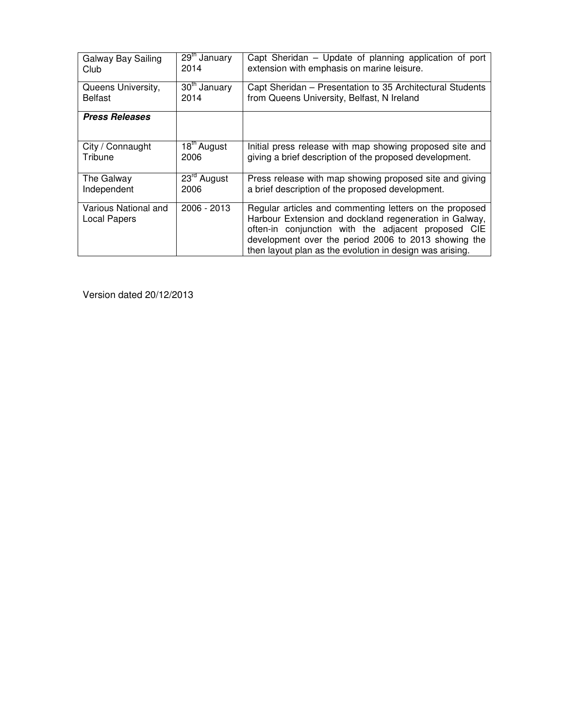| | | |
|---|---|---|
| Galway Bay Sailing Club | 29th January 2014 | Capt Sheridan – Update of planning application of port extension with emphasis on marine leisure. |
| Queens University, Belfast | 30th January 2014 | Capt Sheridan – Presentation to 35 Architectural Students from Queens University, Belfast, N Ireland |
| ***Press Releases*** | | |
| City / Connaught Tribune | 18th August 2006 | Initial press release with map showing proposed site and giving a brief description of the proposed development. |
| The Galway Independent | 23rd August 2006 | Press release with map showing proposed site and giving a brief description of the proposed development. |
| Various National and Local Papers | 2006 - 2013 | Regular articles and commenting letters on the proposed Harbour Extension and dockland regeneration in Galway, often-in conjunction with the adjacent proposed CIE development over the period 2006 to 2013 showing the then layout plan as the evolution in design was arising. |

Version dated 20/12/2013